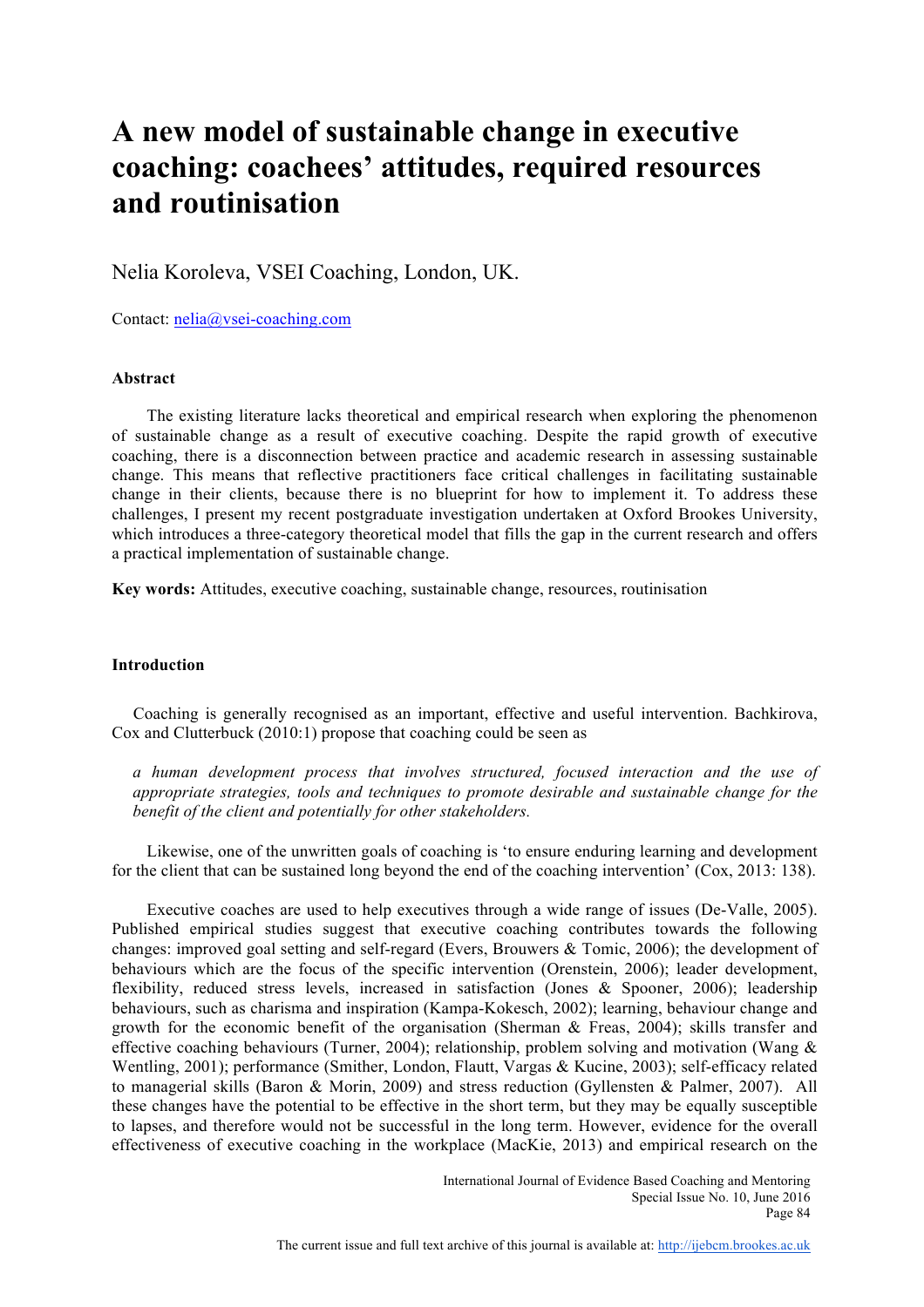# A new model of sustainable change in executive coaching: coachees' attitudes, required resources and routinisation

Nelia Koroleva, VSEI Coaching, London, UK.

Contact: nelia@vsei-coaching.com

### Abstract

The existing literature lacks theoretical and empirical research when exploring the phenomenon of sustainable change as a result of executive coaching. Despite the rapid growth of executive coaching, there is a disconnection between practice and academic research in assessing sustainable change. This means that reflective practitioners face critical challenges in facilitating sustainable change in their clients, because there is no blueprint for how to implement it. To address these challenges, I present my recent postgraduate investigation undertaken at Oxford Brookes University, which introduces a three-category theoretical model that fills the gap in the current research and offers a practical implementation of sustainable change.

**Key words:** Attitudes, executive coaching, sustainable change, resources, routinisation

### Introduction

Coaching is generally recognised as an important, effective and useful intervention. Bachkirova, Cox and Clutterbuck (2010:1) propose that coaching could be seen as

*a human development process that involves structured, focused interaction and the use of appropriate strategies, tools and techniques to promote desirable and sustainable change for the benefit of the client and potentially for other stakeholders.*

Likewise, one of the unwritten goals of coaching is 'to ensure enduring learning and development for the client that can be sustained long beyond the end of the coaching intervention' (Cox, 2013: 138).

Executive coaches are used to help executives through a wide range of issues (De-Valle, 2005). Published empirical studies suggest that executive coaching contributes towards the following changes: improved goal setting and self-regard (Evers, Brouwers & Tomic, 2006); the development of behaviours which are the focus of the specific intervention (Orenstein, 2006); leader development, flexibility, reduced stress levels, increased in satisfaction (Jones & Spooner, 2006); leadership behaviours, such as charisma and inspiration (Kampa-Kokesch, 2002); learning, behaviour change and growth for the economic benefit of the organisation (Sherman & Freas, 2004); skills transfer and effective coaching behaviours (Turner, 2004); relationship, problem solving and motivation (Wang & Wentling, 2001); performance (Smither, London, Flautt, Vargas & Kucine, 2003); self-efficacy related to managerial skills (Baron & Morin, 2009) and stress reduction (Gyllensten & Palmer, 2007). All these changes have the potential to be effective in the short term, but they may be equally susceptible to lapses, and therefore would not be successful in the long term. However, evidence for the overall effectiveness of executive coaching in the workplace (MacKie, 2013) and empirical research on the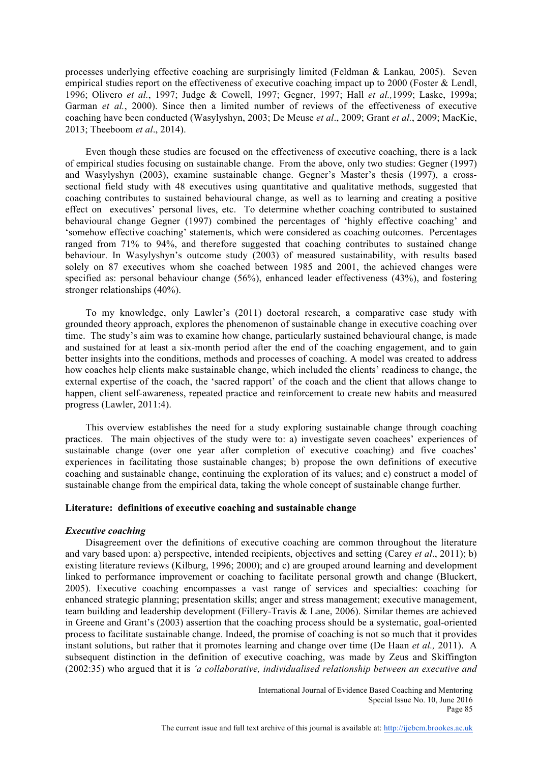processes underlying effective coaching are surprisingly limited (Feldman & Lankau*,* 2005). Seven empirical studies report on the effectiveness of executive coaching impact up to 2000 (Foster & Lendl, 1996; Olivero *et al.*, 1997; Judge & Cowell, 1997; Gegner, 1997; Hall *et al.,*1999; Laske, 1999a; Garman *et al.*, 2000). Since then a limited number of reviews of the effectiveness of executive coaching have been conducted (Wasylyshyn, 2003; De Meuse *et al*., 2009; Grant *et al.*, 2009; MacKie, 2013; Theeboom *et al*., 2014).

Even though these studies are focused on the effectiveness of executive coaching, there is a lack of empirical studies focusing on sustainable change. From the above, only two studies: Gegner (1997) and Wasylyshyn (2003), examine sustainable change. Gegner's Master's thesis (1997), a cross-sectional field study with 48 executives using quantitative and qualitative methods, suggested that coaching contributes to sustained behavioural change, as well as to learning and creating a positive effect on executives' personal lives, etc. To determine whether coaching contributed to sustained behavioural change Gegner (1997) combined the percentages of 'highly effective coaching' and 'somehow effective coaching' statements, which were considered as coaching outcomes. Percentages ranged from 71% to 94%, and therefore suggested that coaching contributes to sustained change behaviour. In Wasylyshyn's outcome study (2003) of measured sustainability, with results based solely on 87 executives whom she coached between 1985 and 2001, the achieved changes were specified as: personal behaviour change (56%), enhanced leader effectiveness (43%), and fostering stronger relationships (40%).

To my knowledge, only Lawler's (2011) doctoral research, a comparative case study with grounded theory approach, explores the phenomenon of sustainable change in executive coaching over time. The study's aim was to examine how change, particularly sustained behavioural change, is made and sustained for at least a six-month period after the end of the coaching engagement, and to gain better insights into the conditions, methods and processes of coaching. A model was created to address how coaches help clients make sustainable change, which included the clients' readiness to change, the external expertise of the coach, the 'sacred rapport' of the coach and the client that allows change to happen, client self-awareness, repeated practice and reinforcement to create new habits and measured progress (Lawler, 2011:4).

This overview establishes the need for a study exploring sustainable change through coaching practices. The main objectives of the study were to: a) investigate seven coachees' experiences of sustainable change (over one year after completion of executive coaching) and five coaches' experiences in facilitating those sustainable changes; b) propose the own definitions of executive coaching and sustainable change, continuing the exploration of its values; and c) construct a model of sustainable change from the empirical data, taking the whole concept of sustainable change further.

## Literature: definitions of executive coaching and sustainable change

### *Executive coaching*

Disagreement over the definitions of executive coaching are common throughout the literature and vary based upon: a) perspective, intended recipients, objectives and setting (Carey *et al*., 2011); b) existing literature reviews (Kilburg, 1996; 2000); and c) are grouped around learning and development linked to performance improvement or coaching to facilitate personal growth and change (Bluckert, 2005). Executive coaching encompasses a vast range of services and specialties: coaching for enhanced strategic planning; presentation skills; anger and stress management; executive management, team building and leadership development (Fillery-Travis & Lane, 2006). Similar themes are achieved in Greene and Grant's (2003) assertion that the coaching process should be a systematic, goal-oriented process to facilitate sustainable change. Indeed, the promise of coaching is not so much that it provides instant solutions, but rather that it promotes learning and change over time (De Haan *et al.,* 2011). A subsequent distinction in the definition of executive coaching, was made by Zeus and Skiffington (2002:35) who argued that it is *'a collaborative, individualised relationship between an executive and*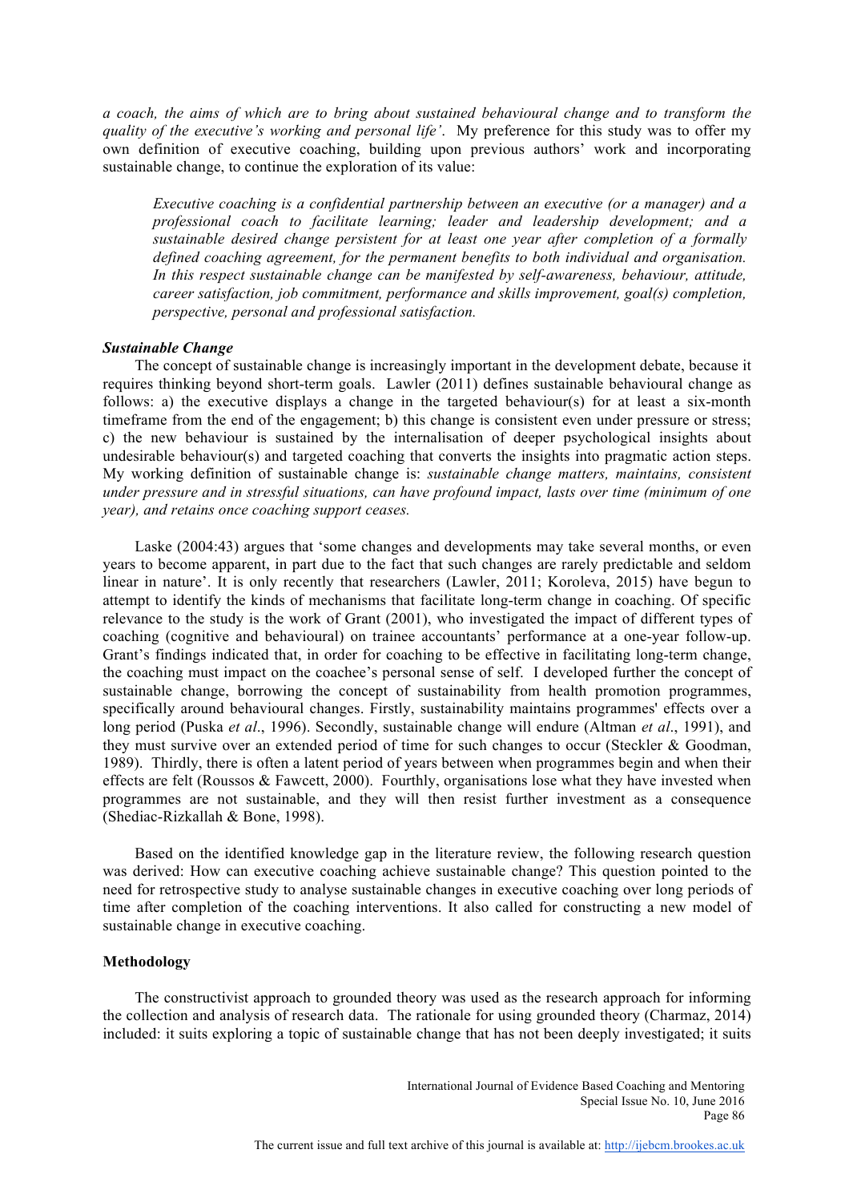*a coach, the aims of which are to bring about sustained behavioural change and to transform the quality of the executive's working and personal life'*. My preference for this study was to offer my own definition of executive coaching, building upon previous authors' work and incorporating sustainable change, to continue the exploration of its value:

> *Executive coaching is a confidential partnership between an executive (or a manager) and a professional coach to facilitate learning; leader and leadership development; and a sustainable desired change persistent for at least one year after completion of a formally defined coaching agreement, for the permanent benefits to both individual and organisation. In this respect sustainable change can be manifested by self-awareness, behaviour, attitude, career satisfaction, job commitment, performance and skills improvement, goal(s) completion, perspective, personal and professional satisfaction.*

### *Sustainable Change*

The concept of sustainable change is increasingly important in the development debate, because it requires thinking beyond short-term goals. Lawler (2011) defines sustainable behavioural change as follows: a) the executive displays a change in the targeted behaviour(s) for at least a six-month timeframe from the end of the engagement; b) this change is consistent even under pressure or stress; c) the new behaviour is sustained by the internalisation of deeper psychological insights about undesirable behaviour(s) and targeted coaching that converts the insights into pragmatic action steps. My working definition of sustainable change is: *sustainable change matters, maintains, consistent under pressure and in stressful situations, can have profound impact, lasts over time (minimum of one year), and retains once coaching support ceases.*

Laske (2004:43) argues that 'some changes and developments may take several months, or even years to become apparent, in part due to the fact that such changes are rarely predictable and seldom linear in nature'. It is only recently that researchers (Lawler, 2011; Koroleva, 2015) have begun to attempt to identify the kinds of mechanisms that facilitate long-term change in coaching. Of specific relevance to the study is the work of Grant (2001), who investigated the impact of different types of coaching (cognitive and behavioural) on trainee accountants' performance at a one-year follow-up. Grant's findings indicated that, in order for coaching to be effective in facilitating long-term change, the coaching must impact on the coachee's personal sense of self. I developed further the concept of sustainable change, borrowing the concept of sustainability from health promotion programmes, specifically around behavioural changes. Firstly, sustainability maintains programmes' effects over a long period (Puska *et al*., 1996). Secondly, sustainable change will endure (Altman *et al*., 1991), and they must survive over an extended period of time for such changes to occur (Steckler & Goodman, 1989). Thirdly, there is often a latent period of years between when programmes begin and when their effects are felt (Roussos & Fawcett, 2000). Fourthly, organisations lose what they have invested when programmes are not sustainable, and they will then resist further investment as a consequence (Shediac-Rizkallah & Bone, 1998).

Based on the identified knowledge gap in the literature review, the following research question was derived: How can executive coaching achieve sustainable change? This question pointed to the need for retrospective study to analyse sustainable changes in executive coaching over long periods of time after completion of the coaching interventions. It also called for constructing a new model of sustainable change in executive coaching.

## Methodology

The constructivist approach to grounded theory was used as the research approach for informing the collection and analysis of research data. The rationale for using grounded theory (Charmaz, 2014) included: it suits exploring a topic of sustainable change that has not been deeply investigated; it suits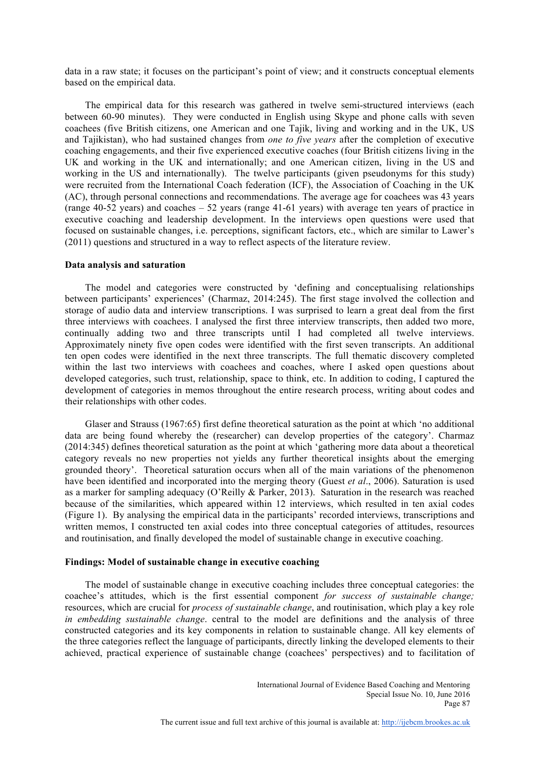data in a raw state; it focuses on the participant's point of view; and it constructs conceptual elements based on the empirical data.

The empirical data for this research was gathered in twelve semi-structured interviews (each between 60-90 minutes). They were conducted in English using Skype and phone calls with seven coachees (five British citizens, one American and one Tajik, living and working and in the UK, US and Tajikistan), who had sustained changes from *one to five years* after the completion of executive coaching engagements, and their five experienced executive coaches (four British citizens living in the UK and working in the UK and internationally; and one American citizen, living in the US and working in the US and internationally). The twelve participants (given pseudonyms for this study) were recruited from the International Coach federation (ICF), the Association of Coaching in the UK (AC), through personal connections and recommendations. The average age for coachees was 43 years (range 40-52 years) and coaches – 52 years (range 41-61 years) with average ten years of practice in executive coaching and leadership development. In the interviews open questions were used that focused on sustainable changes, i.e. perceptions, significant factors, etc., which are similar to Lawer's (2011) questions and structured in a way to reflect aspects of the literature review.

**Data analysis and saturation**

The model and categories were constructed by 'defining and conceptualising relationships between participants' experiences' (Charmaz, 2014:245). The first stage involved the collection and storage of audio data and interview transcriptions. I was surprised to learn a great deal from the first three interviews with coachees. I analysed the first three interview transcripts, then added two more, continually adding two and three transcripts until I had completed all twelve interviews. Approximately ninety five open codes were identified with the first seven transcripts. An additional ten open codes were identified in the next three transcripts. The full thematic discovery completed within the last two interviews with coachees and coaches, where I asked open questions about developed categories, such trust, relationship, space to think, etc. In addition to coding, I captured the development of categories in memos throughout the entire research process, writing about codes and their relationships with other codes.

Glaser and Strauss (1967:65) first define theoretical saturation as the point at which 'no additional data are being found whereby the (researcher) can develop properties of the category'. Charmaz (2014:345) defines theoretical saturation as the point at which 'gathering more data about a theoretical category reveals no new properties not yields any further theoretical insights about the emerging grounded theory'. Theoretical saturation occurs when all of the main variations of the phenomenon have been identified and incorporated into the merging theory (Guest *et al*., 2006). Saturation is used as a marker for sampling adequacy (O'Reilly & Parker, 2013). Saturation in the research was reached because of the similarities, which appeared within 12 interviews, which resulted in ten axial codes (Figure 1). By analysing the empirical data in the participants' recorded interviews, transcriptions and written memos, I constructed ten axial codes into three conceptual categories of attitudes, resources and routinisation, and finally developed the model of sustainable change in executive coaching.

**Findings: Model of sustainable change in executive coaching**

The model of sustainable change in executive coaching includes three conceptual categories: the coachee's attitudes, which is the first essential component *for success of sustainable change;* resources, which are crucial for *process of sustainable change*, and routinisation, which play a key role *in embedding sustainable change*. central to the model are definitions and the analysis of three constructed categories and its key components in relation to sustainable change. All key elements of the three categories reflect the language of participants, directly linking the developed elements to their achieved, practical experience of sustainable change (coachees' perspectives) and to facilitation of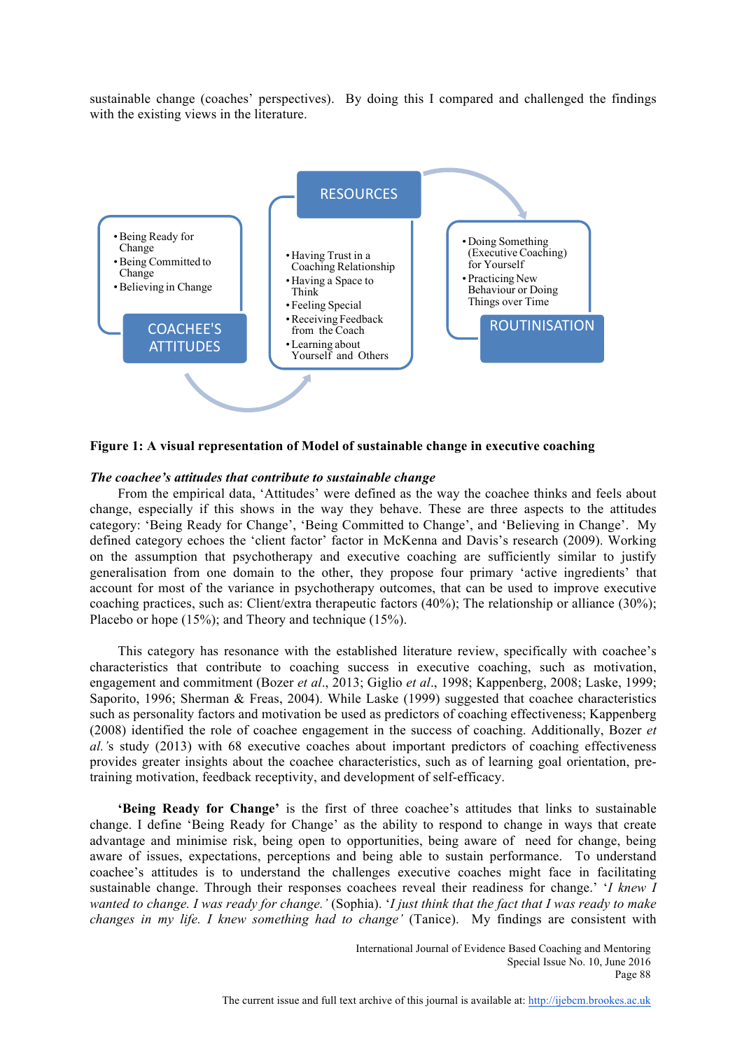sustainable change (coaches' perspectives). By doing this I compared and challenged the findings with the existing views in the literature.

RESOURCES

- Being Ready for Change
- Being Committed to Change
- Believing in Change

COACHEE'S ATTITUDES

- Having Trust in a Coaching Relationship
- Having a Space to Think
- Feeling Special
- Receiving Feedback from the Coach
- Learning about Yourself and Others

- Doing Something (Executive Coaching) for Yourself
- Practicing New Behaviour or Doing Things over Time

ROUTINISATION

**Figure 1: A visual representation of Model of sustainable change in executive coaching**

### *The coachee's attitudes that contribute to sustainable change*

From the empirical data, 'Attitudes' were defined as the way the coachee thinks and feels about change, especially if this shows in the way they behave. These are three aspects to the attitudes category: 'Being Ready for Change', 'Being Committed to Change', and 'Believing in Change'. My defined category echoes the 'client factor' factor in McKenna and Davis's research (2009). Working on the assumption that psychotherapy and executive coaching are sufficiently similar to justify generalisation from one domain to the other, they propose four primary 'active ingredients' that account for most of the variance in psychotherapy outcomes, that can be used to improve executive coaching practices, such as: Client/extra therapeutic factors (40%); The relationship or alliance (30%); Placebo or hope (15%); and Theory and technique (15%).

This category has resonance with the established literature review, specifically with coachee's characteristics that contribute to coaching success in executive coaching, such as motivation, engagement and commitment (Bozer *et al*., 2013; Giglio *et al*., 1998; Kappenberg, 2008; Laske, 1999; Saporito, 1996; Sherman & Freas, 2004). While Laske (1999) suggested that coachee characteristics such as personality factors and motivation be used as predictors of coaching effectiveness; Kappenberg (2008) identified the role of coachee engagement in the success of coaching. Additionally, Bozer *et al.*'s study (2013) with 68 executive coaches about important predictors of coaching effectiveness provides greater insights about the coachee characteristics, such as of learning goal orientation, pre-training motivation, feedback receptivity, and development of self-efficacy.

**'Being Ready for Change'** is the first of three coachee's attitudes that links to sustainable change. I define 'Being Ready for Change' as the ability to respond to change in ways that create advantage and minimise risk, being open to opportunities, being aware of need for change, being aware of issues, expectations, perceptions and being able to sustain performance. To understand coachee's attitudes is to understand the challenges executive coaches might face in facilitating sustainable change. Through their responses coachees reveal their readiness for change.' '*I knew I wanted to change. I was ready for change.'* (Sophia). '*I just think that the fact that I was ready to make changes in my life. I knew something had to change'* (Tanice). My findings are consistent with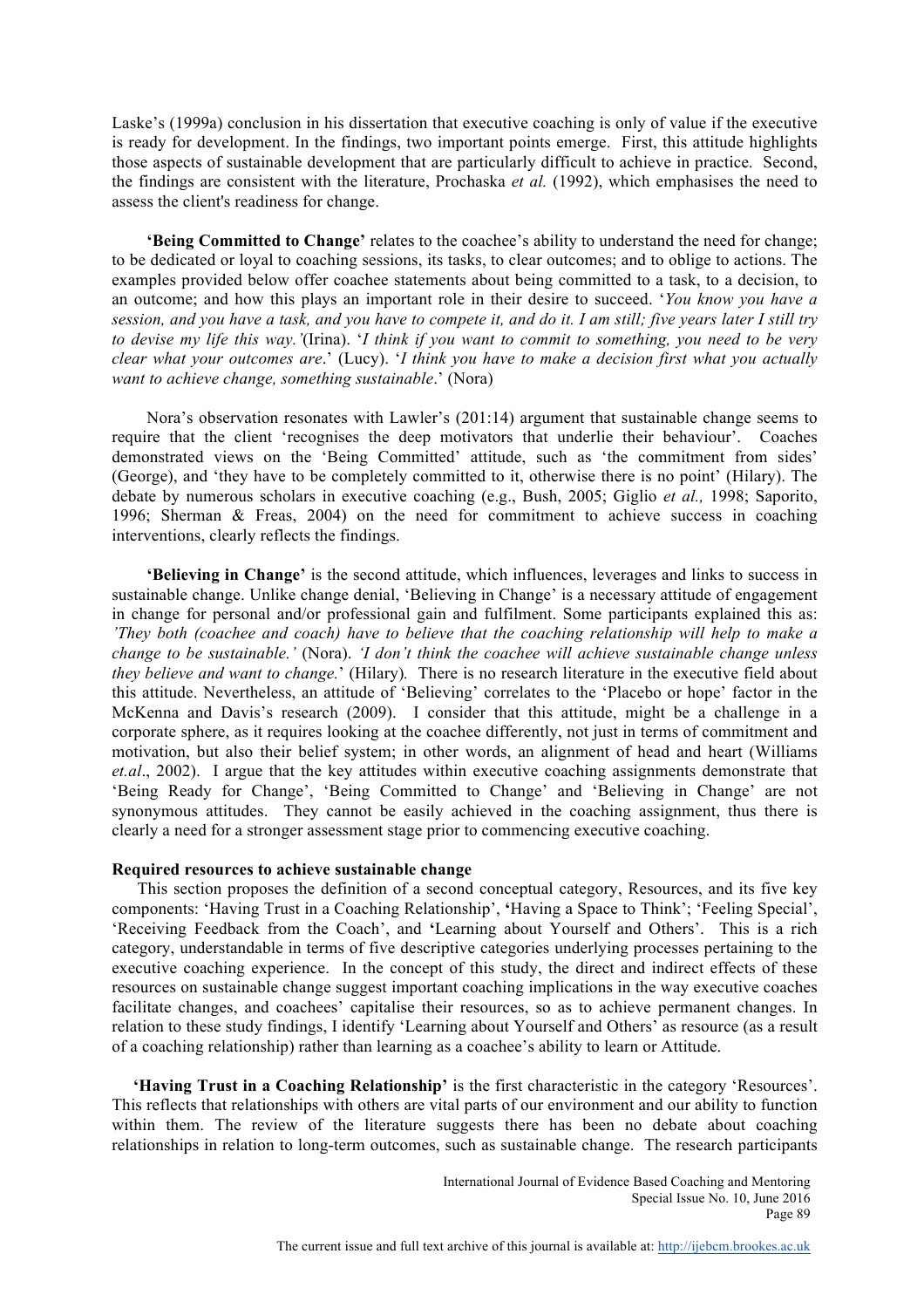Laske's (1999a) conclusion in his dissertation that executive coaching is only of value if the executive is ready for development. In the findings, two important points emerge. First, this attitude highlights those aspects of sustainable development that are particularly difficult to achieve in practice. Second, the findings are consistent with the literature, Prochaska *et al.* (1992), which emphasises the need to assess the client's readiness for change.

**'Being Committed to Change'** relates to the coachee's ability to understand the need for change; to be dedicated or loyal to coaching sessions, its tasks, to clear outcomes; and to oblige to actions. The examples provided below offer coachee statements about being committed to a task, to a decision, to an outcome; and how this plays an important role in their desire to succeed. '*You know you have a session, and you have a task, and you have to compete it, and do it. I am still; five years later I still try to devise my life this way.'*(Irina). '*I think if you want to commit to something, you need to be very clear what your outcomes are*.' (Lucy). '*I think you have to make a decision first what you actually want to achieve change, something sustainable*.' (Nora)

Nora's observation resonates with Lawler's (201:14) argument that sustainable change seems to require that the client 'recognises the deep motivators that underlie their behaviour'. Coaches demonstrated views on the 'Being Committed' attitude, such as 'the commitment from sides' (George), and 'they have to be completely committed to it, otherwise there is no point' (Hilary). The debate by numerous scholars in executive coaching (e.g., Bush, 2005; Giglio *et al.,* 1998; Saporito, 1996; Sherman & Freas, 2004) on the need for commitment to achieve success in coaching interventions, clearly reflects the findings.

**'Believing in Change'** is the second attitude, which influences, leverages and links to success in sustainable change. Unlike change denial, 'Believing in Change' is a necessary attitude of engagement in change for personal and/or professional gain and fulfilment. Some participants explained this as: *'They both (coachee and coach) have to believe that the coaching relationship will help to make a change to be sustainable.'* (Nora). *'I don't think the coachee will achieve sustainable change unless they believe and want to change.*' (Hilary)*.* There is no research literature in the executive field about this attitude. Nevertheless, an attitude of 'Believing' correlates to the 'Placebo or hope' factor in the McKenna and Davis's research (2009). I consider that this attitude, might be a challenge in a corporate sphere, as it requires looking at the coachee differently, not just in terms of commitment and motivation, but also their belief system; in other words, an alignment of head and heart (Williams *et.al*., 2002). I argue that the key attitudes within executive coaching assignments demonstrate that 'Being Ready for Change', 'Being Committed to Change' and 'Believing in Change' are not synonymous attitudes. They cannot be easily achieved in the coaching assignment, thus there is clearly a need for a stronger assessment stage prior to commencing executive coaching.

**Required resources to achieve sustainable change**

This section proposes the definition of a second conceptual category, Resources, and its five key components: 'Having Trust in a Coaching Relationship', **'**Having a Space to Think'; 'Feeling Special', 'Receiving Feedback from the Coach', and **'**Learning about Yourself and Others'. This is a rich category, understandable in terms of five descriptive categories underlying processes pertaining to the executive coaching experience. In the concept of this study, the direct and indirect effects of these resources on sustainable change suggest important coaching implications in the way executive coaches facilitate changes, and coachees' capitalise their resources, so as to achieve permanent changes. In relation to these study findings, I identify 'Learning about Yourself and Others' as resource (as a result of a coaching relationship) rather than learning as a coachee's ability to learn or Attitude.

**'Having Trust in a Coaching Relationship'** is the first characteristic in the category 'Resources'. This reflects that relationships with others are vital parts of our environment and our ability to function within them. The review of the literature suggests there has been no debate about coaching relationships in relation to long-term outcomes, such as sustainable change. The research participants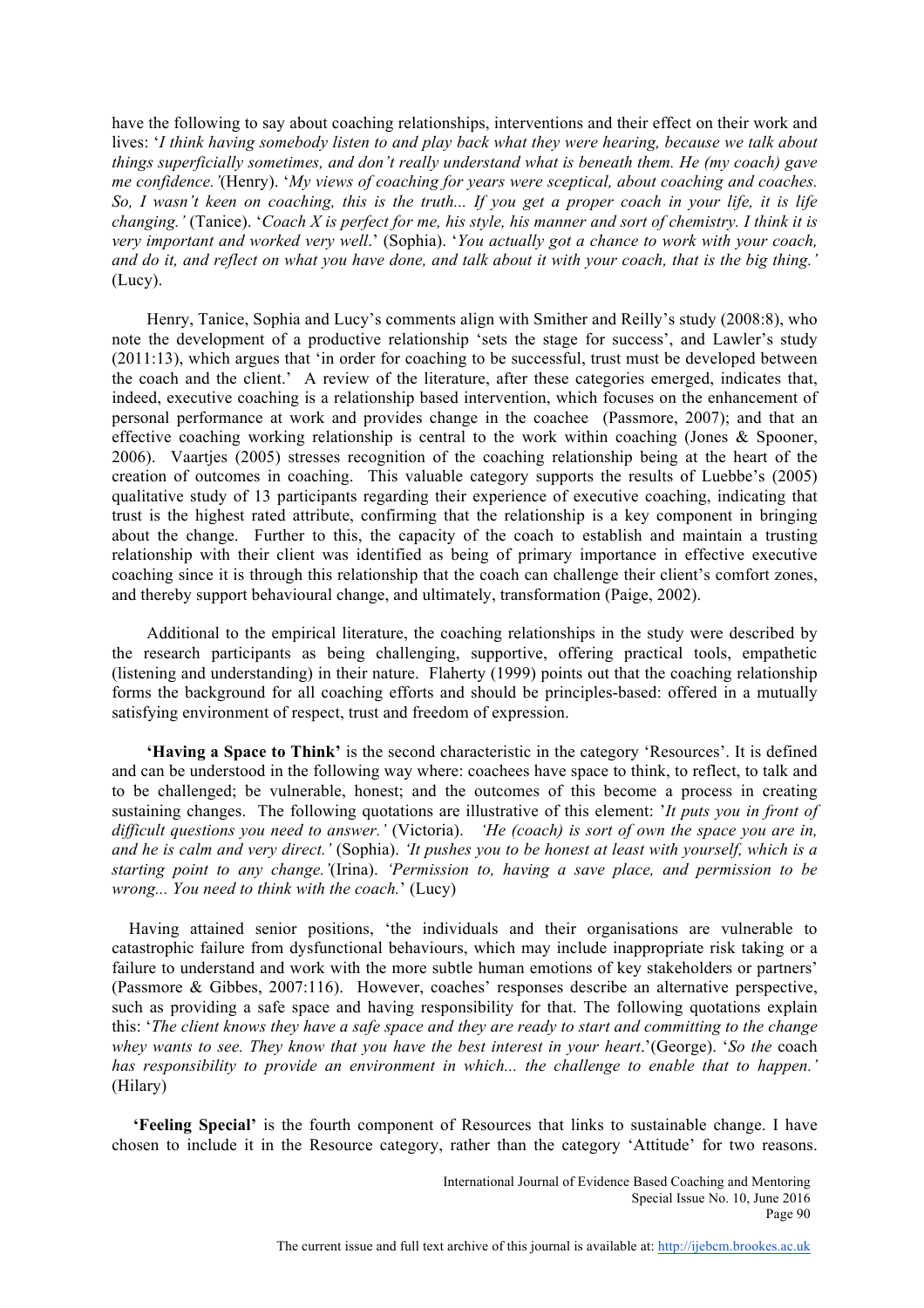have the following to say about coaching relationships, interventions and their effect on their work and lives: '*I think having somebody listen to and play back what they were hearing, because we talk about things superficially sometimes, and don't really understand what is beneath them. He (my coach) gave me confidence.'*(Henry). '*My views of coaching for years were sceptical, about coaching and coaches. So, I wasn't keen on coaching, this is the truth... If you get a proper coach in your life, it is life changing.'* (Tanice). '*Coach X is perfect for me, his style, his manner and sort of chemistry. I think it is very important and worked very well*.' (Sophia). '*You actually got a chance to work with your coach, and do it, and reflect on what you have done, and talk about it with your coach, that is the big thing.'* (Lucy).

Henry, Tanice, Sophia and Lucy's comments align with Smither and Reilly's study (2008:8), who note the development of a productive relationship 'sets the stage for success', and Lawler's study (2011:13), which argues that 'in order for coaching to be successful, trust must be developed between the coach and the client.' A review of the literature, after these categories emerged, indicates that, indeed, executive coaching is a relationship based intervention, which focuses on the enhancement of personal performance at work and provides change in the coachee (Passmore, 2007); and that an effective coaching working relationship is central to the work within coaching (Jones & Spooner, 2006). Vaartjes (2005) stresses recognition of the coaching relationship being at the heart of the creation of outcomes in coaching. This valuable category supports the results of Luebbe's (2005) qualitative study of 13 participants regarding their experience of executive coaching, indicating that trust is the highest rated attribute, confirming that the relationship is a key component in bringing about the change. Further to this, the capacity of the coach to establish and maintain a trusting relationship with their client was identified as being of primary importance in effective executive coaching since it is through this relationship that the coach can challenge their client's comfort zones, and thereby support behavioural change, and ultimately, transformation (Paige, 2002).

Additional to the empirical literature, the coaching relationships in the study were described by the research participants as being challenging, supportive, offering practical tools, empathetic (listening and understanding) in their nature. Flaherty (1999) points out that the coaching relationship forms the background for all coaching efforts and should be principles-based: offered in a mutually satisfying environment of respect, trust and freedom of expression.

**'Having a Space to Think'** is the second characteristic in the category 'Resources'. It is defined and can be understood in the following way where: coachees have space to think, to reflect, to talk and to be challenged; be vulnerable, honest; and the outcomes of this become a process in creating sustaining changes. The following quotations are illustrative of this element: '*It puts you in front of difficult questions you need to answer.'* (Victoria). *'He (coach) is sort of own the space you are in, and he is calm and very direct.'* (Sophia). *'It pushes you to be honest at least with yourself, which is a starting point to any change.'*(Irina). *'Permission to, having a save place, and permission to be wrong... You need to think with the coach.*' (Lucy)

Having attained senior positions, 'the individuals and their organisations are vulnerable to catastrophic failure from dysfunctional behaviours, which may include inappropriate risk taking or a failure to understand and work with the more subtle human emotions of key stakeholders or partners' (Passmore & Gibbes, 2007:116). However, coaches' responses describe an alternative perspective, such as providing a safe space and having responsibility for that. The following quotations explain this: '*The client knows they have a safe space and they are ready to start and committing to the change whey wants to see. They know that you have the best interest in your heart*.'(George). '*So the* coach *has responsibility to provide an environment in which... the challenge to enable that to happen.'* (Hilary)

**'Feeling Special'** is the fourth component of Resources that links to sustainable change. I have chosen to include it in the Resource category, rather than the category 'Attitude' for two reasons.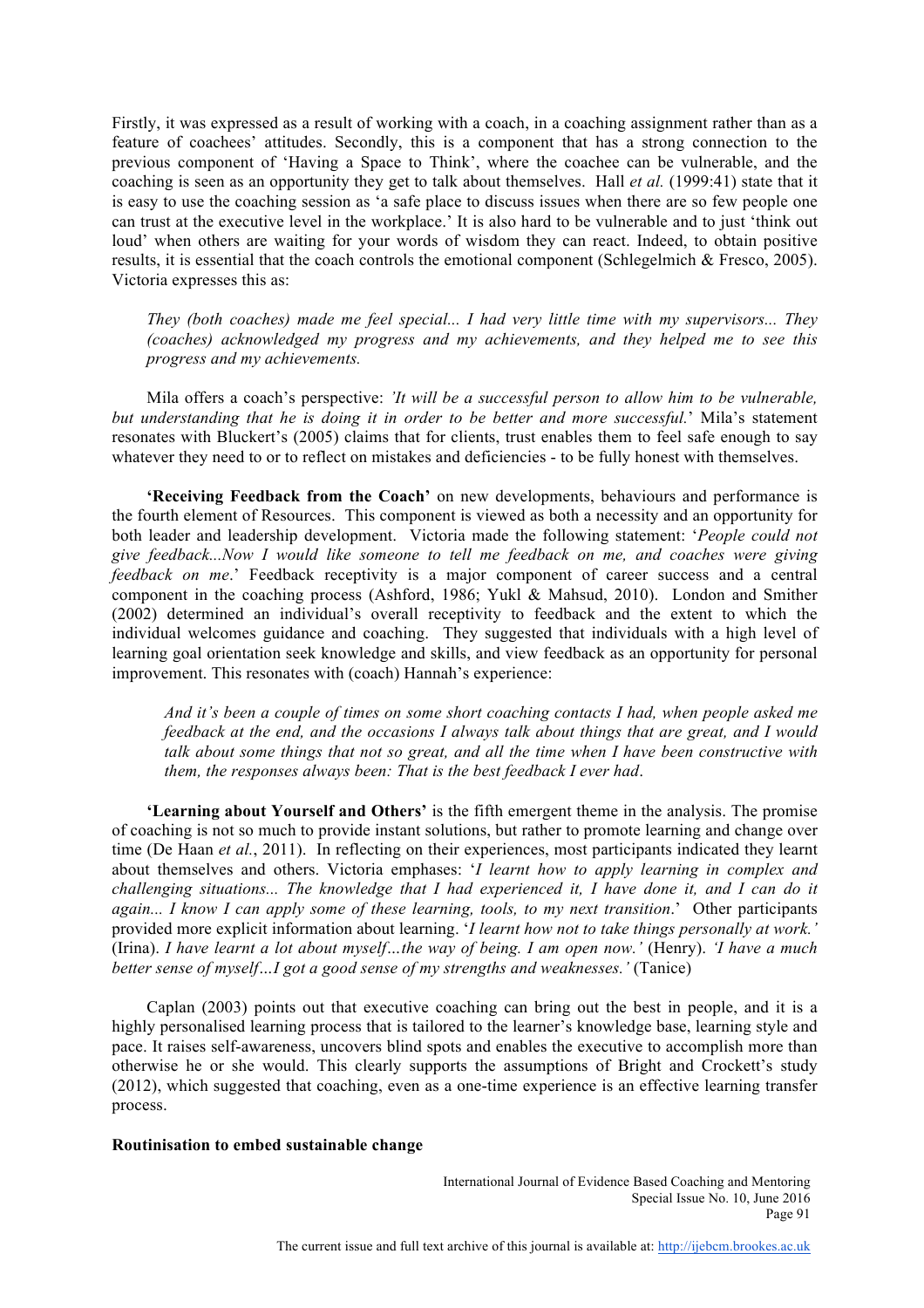Firstly, it was expressed as a result of working with a coach, in a coaching assignment rather than as a feature of coachees' attitudes. Secondly, this is a component that has a strong connection to the previous component of 'Having a Space to Think', where the coachee can be vulnerable, and the coaching is seen as an opportunity they get to talk about themselves. Hall *et al.* (1999:41) state that it is easy to use the coaching session as 'a safe place to discuss issues when there are so few people one can trust at the executive level in the workplace.' It is also hard to be vulnerable and to just 'think out loud' when others are waiting for your words of wisdom they can react. Indeed, to obtain positive results, it is essential that the coach controls the emotional component (Schlegelmich & Fresco, 2005). Victoria expresses this as:

> *They (both coaches) made me feel special... I had very little time with my supervisors... They (coaches) acknowledged my progress and my achievements, and they helped me to see this progress and my achievements.*

Mila offers a coach's perspective: *'It will be a successful person to allow him to be vulnerable, but understanding that he is doing it in order to be better and more successful.*' Mila's statement resonates with Bluckert's (2005) claims that for clients, trust enables them to feel safe enough to say whatever they need to or to reflect on mistakes and deficiencies - to be fully honest with themselves.

**'Receiving Feedback from the Coach'** on new developments, behaviours and performance is the fourth element of Resources. This component is viewed as both a necessity and an opportunity for both leader and leadership development. Victoria made the following statement: '*People could not give feedback...Now I would like someone to tell me feedback on me, and coaches were giving feedback on me*.' Feedback receptivity is a major component of career success and a central component in the coaching process (Ashford, 1986; Yukl & Mahsud, 2010). London and Smither (2002) determined an individual's overall receptivity to feedback and the extent to which the individual welcomes guidance and coaching. They suggested that individuals with a high level of learning goal orientation seek knowledge and skills, and view feedback as an opportunity for personal improvement. This resonates with (coach) Hannah's experience:

> *And it's been a couple of times on some short coaching contacts I had, when people asked me feedback at the end, and the occasions I always talk about things that are great, and I would talk about some things that not so great, and all the time when I have been constructive with them, the responses always been: That is the best feedback I ever had*.

**'Learning about Yourself and Others'** is the fifth emergent theme in the analysis. The promise of coaching is not so much to provide instant solutions, but rather to promote learning and change over time (De Haan *et al.*, 2011). In reflecting on their experiences, most participants indicated they learnt about themselves and others. Victoria emphases: '*I learnt how to apply learning in complex and challenging situations... The knowledge that I had experienced it, I have done it, and I can do it again... I know I can apply some of these learning, tools, to my next transition*.' Other participants provided more explicit information about learning. '*I learnt how not to take things personally at work.'* (Irina). *I have learnt a lot about myself…the way of being. I am open now.'* (Henry). *'I have a much better sense of myself…I got a good sense of my strengths and weaknesses.'* (Tanice)

Caplan (2003) points out that executive coaching can bring out the best in people, and it is a highly personalised learning process that is tailored to the learner's knowledge base, learning style and pace. It raises self-awareness, uncovers blind spots and enables the executive to accomplish more than otherwise he or she would. This clearly supports the assumptions of Bright and Crockett's study (2012), which suggested that coaching, even as a one-time experience is an effective learning transfer process.

**Routinisation to embed sustainable change**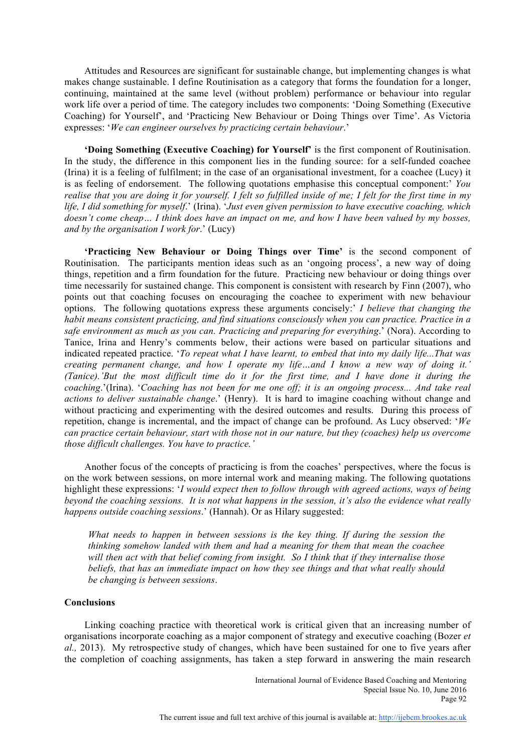Attitudes and Resources are significant for sustainable change, but implementing changes is what makes change sustainable. I define Routinisation as a category that forms the foundation for a longer, continuing, maintained at the same level (without problem) performance or behaviour into regular work life over a period of time. The category includes two components: 'Doing Something (Executive Coaching) for Yourself', and 'Practicing New Behaviour or Doing Things over Time'. As Victoria expresses: '*We can engineer ourselves by practicing certain behaviour*.'

**'Doing Something (Executive Coaching) for Yourself'** is the first component of Routinisation. In the study, the difference in this component lies in the funding source: for a self-funded coachee (Irina) it is a feeling of fulfilment; in the case of an organisational investment, for a coachee (Lucy) it is as feeling of endorsement. The following quotations emphasise this conceptual component:' *You realise that you are doing it for yourself. I felt so fulfilled inside of me; I felt for the first time in my life, I did something for myself*.' (Irina). '*Just even given permission to have executive coaching, which doesn't come cheap… I think does have an impact on me, and how I have been valued by my bosses, and by the organisation I work for*.' (Lucy)

**'Practicing New Behaviour or Doing Things over Time'** is the second component of Routinisation. The participants mention ideas such as an 'ongoing process', a new way of doing things, repetition and a firm foundation for the future. Practicing new behaviour or doing things over time necessarily for sustained change. This component is consistent with research by Finn (2007), who points out that coaching focuses on encouraging the coachee to experiment with new behaviour options. The following quotations express these arguments concisely:' *I believe that changing the habit means consistent practicing, and find situations consciously when you can practice. Practice in a safe environment as much as you can. Practicing and preparing for everything*.' (Nora). According to Tanice, Irina and Henry's comments below, their actions were based on particular situations and indicated repeated practice. '*To repeat what I have learnt, to embed that into my daily life...That was creating permanent change, and how I operate my life…and I know a new way of doing it.' (Tanice).'But the most difficult time do it for the first time, and I have done it during the coaching*.'(Irina). '*Coaching has not been for me one off; it is an ongoing process... And take real actions to deliver sustainable change*.' (Henry). It is hard to imagine coaching without change and without practicing and experimenting with the desired outcomes and results. During this process of repetition, change is incremental, and the impact of change can be profound. As Lucy observed: '*We can practice certain behaviour, start with those not in our nature, but they (coaches) help us overcome those difficult challenges. You have to practice.'*

Another focus of the concepts of practicing is from the coaches' perspectives, where the focus is on the work between sessions, on more internal work and meaning making. The following quotations highlight these expressions: '*I would expect then to follow through with agreed actions, ways of being beyond the coaching sessions. It is not what happens in the session, it's also the evidence what really happens outside coaching sessions*.' (Hannah). Or as Hilary suggested:

> *What needs to happen in between sessions is the key thing. If during the session the thinking somehow landed with them and had a meaning for them that mean the coachee will then act with that belief coming from insight. So I think that if they internalise those beliefs, that has an immediate impact on how they see things and that what really should be changing is between sessions*.

## Conclusions

Linking coaching practice with theoretical work is critical given that an increasing number of organisations incorporate coaching as a major component of strategy and executive coaching (Bozer *et al.,* 2013). My retrospective study of changes, which have been sustained for one to five years after the completion of coaching assignments, has taken a step forward in answering the main research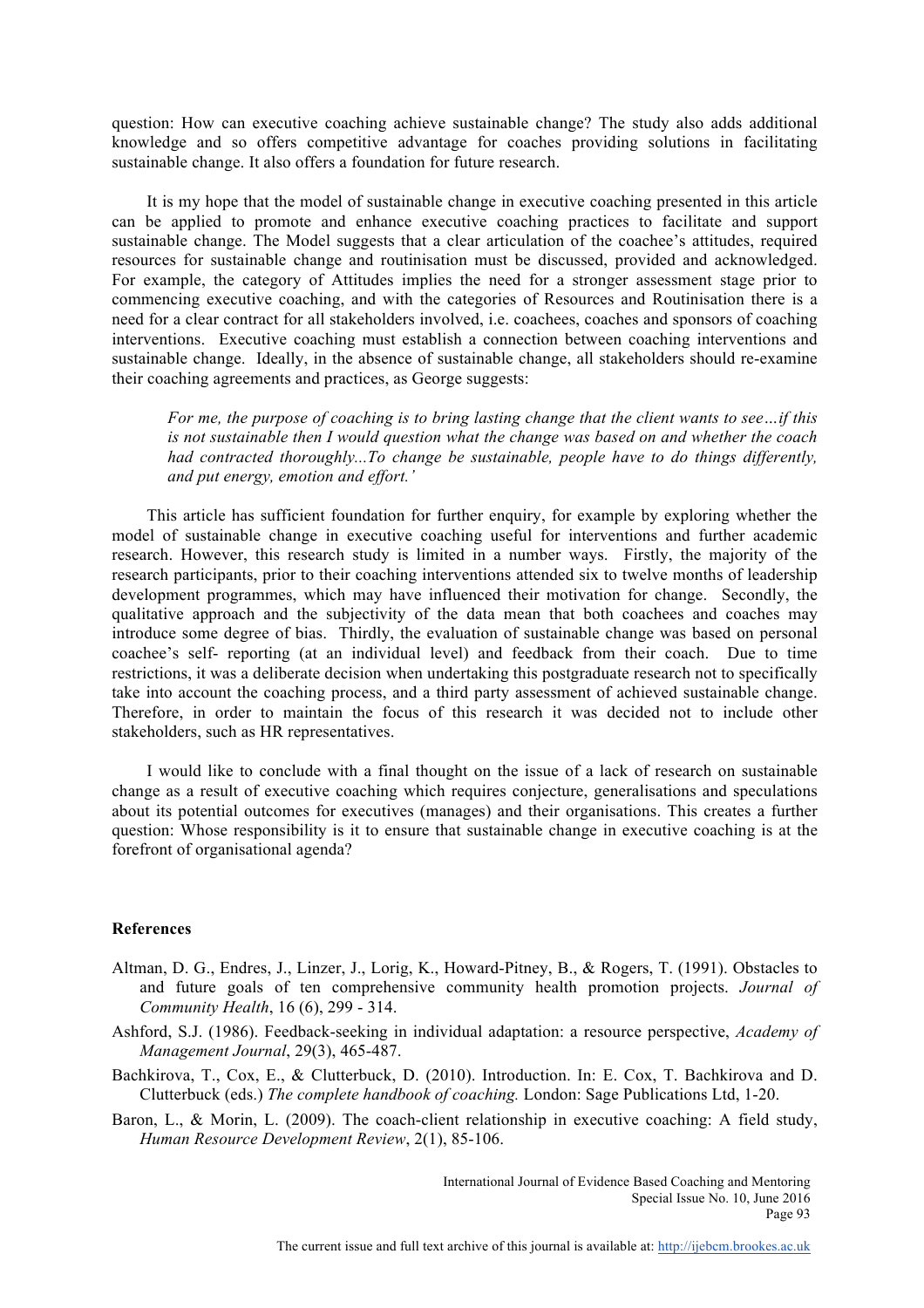question: How can executive coaching achieve sustainable change? The study also adds additional knowledge and so offers competitive advantage for coaches providing solutions in facilitating sustainable change. It also offers a foundation for future research.

It is my hope that the model of sustainable change in executive coaching presented in this article can be applied to promote and enhance executive coaching practices to facilitate and support sustainable change. The Model suggests that a clear articulation of the coachee's attitudes, required resources for sustainable change and routinisation must be discussed, provided and acknowledged. For example, the category of Attitudes implies the need for a stronger assessment stage prior to commencing executive coaching, and with the categories of Resources and Routinisation there is a need for a clear contract for all stakeholders involved, i.e. coachees, coaches and sponsors of coaching interventions. Executive coaching must establish a connection between coaching interventions and sustainable change. Ideally, in the absence of sustainable change, all stakeholders should re-examine their coaching agreements and practices, as George suggests:

> *For me, the purpose of coaching is to bring lasting change that the client wants to see…if this is not sustainable then I would question what the change was based on and whether the coach had contracted thoroughly...To change be sustainable, people have to do things differently, and put energy, emotion and effort.'*

This article has sufficient foundation for further enquiry, for example by exploring whether the model of sustainable change in executive coaching useful for interventions and further academic research. However, this research study is limited in a number ways. Firstly, the majority of the research participants, prior to their coaching interventions attended six to twelve months of leadership development programmes, which may have influenced their motivation for change. Secondly, the qualitative approach and the subjectivity of the data mean that both coachees and coaches may introduce some degree of bias. Thirdly, the evaluation of sustainable change was based on personal coachee's self- reporting (at an individual level) and feedback from their coach. Due to time restrictions, it was a deliberate decision when undertaking this postgraduate research not to specifically take into account the coaching process, and a third party assessment of achieved sustainable change. Therefore, in order to maintain the focus of this research it was decided not to include other stakeholders, such as HR representatives.

I would like to conclude with a final thought on the issue of a lack of research on sustainable change as a result of executive coaching which requires conjecture, generalisations and speculations about its potential outcomes for executives (manages) and their organisations. This creates a further question: Whose responsibility is it to ensure that sustainable change in executive coaching is at the forefront of organisational agenda?

## References

Altman, D. G., Endres, J., Linzer, J., Lorig, K., Howard-Pitney, B., & Rogers, T. (1991). Obstacles to and future goals of ten comprehensive community health promotion projects. *Journal of Community Health*, 16 (6), 299 - 314.

Ashford, S.J. (1986). Feedback-seeking in individual adaptation: a resource perspective, *Academy of Management Journal*, 29(3), 465-487.

Bachkirova, T., Cox, E., & Clutterbuck, D. (2010). Introduction. In: E. Cox, T. Bachkirova and D. Clutterbuck (eds.) *The complete handbook of coaching.* London: Sage Publications Ltd, 1-20.

Baron, L., & Morin, L. (2009). The coach-client relationship in executive coaching: A field study, *Human Resource Development Review*, 2(1), 85-106.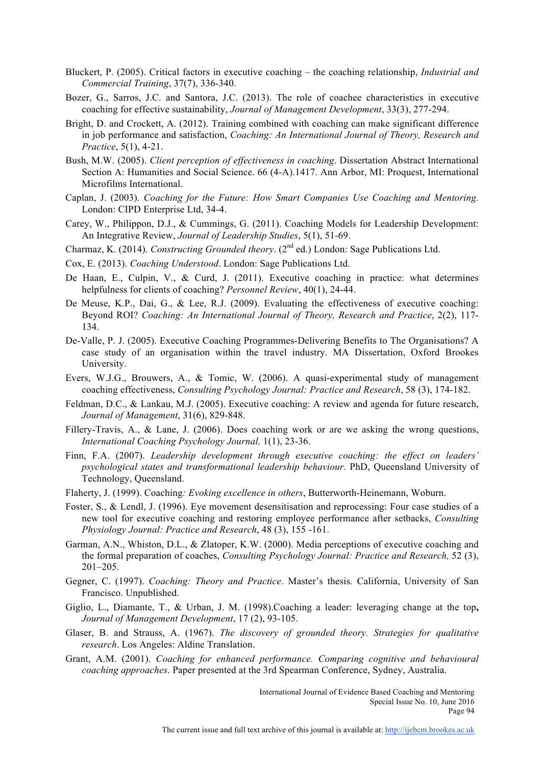Bluckert, P. (2005). Critical factors in executive coaching – the coaching relationship, *Industrial and Commercial Training*, 37(7), 336-340.

Bozer, G., Sarros, J.C. and Santora, J.C. (2013). The role of coachee characteristics in executive coaching for effective sustainability, *Journal of Management Development*, 33(3), 277-294.

Bright, D. and Crockett, A. (2012). Training combined with coaching can make significant difference in job performance and satisfaction, *Coaching: An International Journal of Theory, Research and Practice*, 5(1), 4-21.

Bush, M.W. (2005). *Client perception of effectiveness in coaching*. Dissertation Abstract International Section A: Humanities and Social Science. 66 (4-A).1417. Ann Arbor, MI: Proquest, International Microfilms International.

Caplan, J. (2003). *Coaching for the Future: How Smart Companies Use Coaching and Mentoring.* London: CIPD Enterprise Ltd, 34-4.

Carey, W., Philippon, D.J., & Cummings, G. (2011). Coaching Models for Leadership Development: An Integrative Review, *Journal of Leadership Studies*, 5(1), 51-69.

Charmaz, K. (2014). *Constructing Grounded theory*. (2nd ed.) London: Sage Publications Ltd.

Cox, E. (2013). *Coaching Understood*. London: Sage Publications Ltd.

De Haan, E., Culpin, V., & Curd, J. (2011). Executive coaching in practice: what determines helpfulness for clients of coaching? *Personnel Review*, 40(1), 24-44.

De Meuse, K.P., Dai, G., & Lee, R.J. (2009). Evaluating the effectiveness of executive coaching: Beyond ROI? *Coaching: An International Journal of Theory, Research and Practice*, 2(2), 117-134.

De-Valle, P. J. (2005). Executive Coaching Programmes-Delivering Benefits to The Organisations? A case study of an organisation within the travel industry. MA Dissertation, Oxford Brookes University.

Evers, W.J.G., Brouwers, A., & Tomic, W. (2006). A quasi-experimental study of management coaching effectiveness, *Consulting Psychology Journal: Practice and Research*, 58 (3), 174-182.

Feldman, D.C., & Lankau, M.J. (2005). Executive coaching: A review and agenda for future research, *Journal of Management*, 31(6), 829-848.

Fillery-Travis, A., & Lane, J. (2006). Does coaching work or are we asking the wrong questions, *International Coaching Psychology Journal,* 1(1), 23-36.

Finn, F.A. (2007). *Leadership development through executive coaching: the effect on leaders' psychological states and transformational leadership behaviour.* PhD, Queensland University of Technology, Queensland.

Flaherty, J. (1999). Coaching*: Evoking excellence in others*, Butterworth-Heinemann, Woburn.

Foster, S., & Lendl, J. (1996). Eye movement desensitisation and reprocessing: Four case studies of a new tool for executive coaching and restoring employee performance after setbacks, *Consulting Physiology Journal: Practice and Research*, 48 (3), 155 -161.

Garman, A.N., Whiston, D.L., & Zlatoper, K.W. (2000). Media perceptions of executive coaching and the formal preparation of coaches, *Consulting Psychology Journal: Practice and Research,* 52 (3), 201–205.

Gegner, C. (1997). *Coaching: Theory and Practice*. Master's thesis. California, University of San Francisco. Unpublished.

Giglio, L., Diamante, T., & Urban, J. M. (1998).Coaching a leader: leveraging change at the top**,** *Journal of Management Development*, 17 (2), 93-105.

Glaser, B. and Strauss, A. (1967). *The discovery of grounded theory. Strategies for qualitative research*. Los Angeles: Aldine Translation.

Grant, A.M. (2001). *Coaching for enhanced performance. Comparing cognitive and behavioural coaching approaches*. Paper presented at the 3rd Spearman Conference, Sydney, Australia.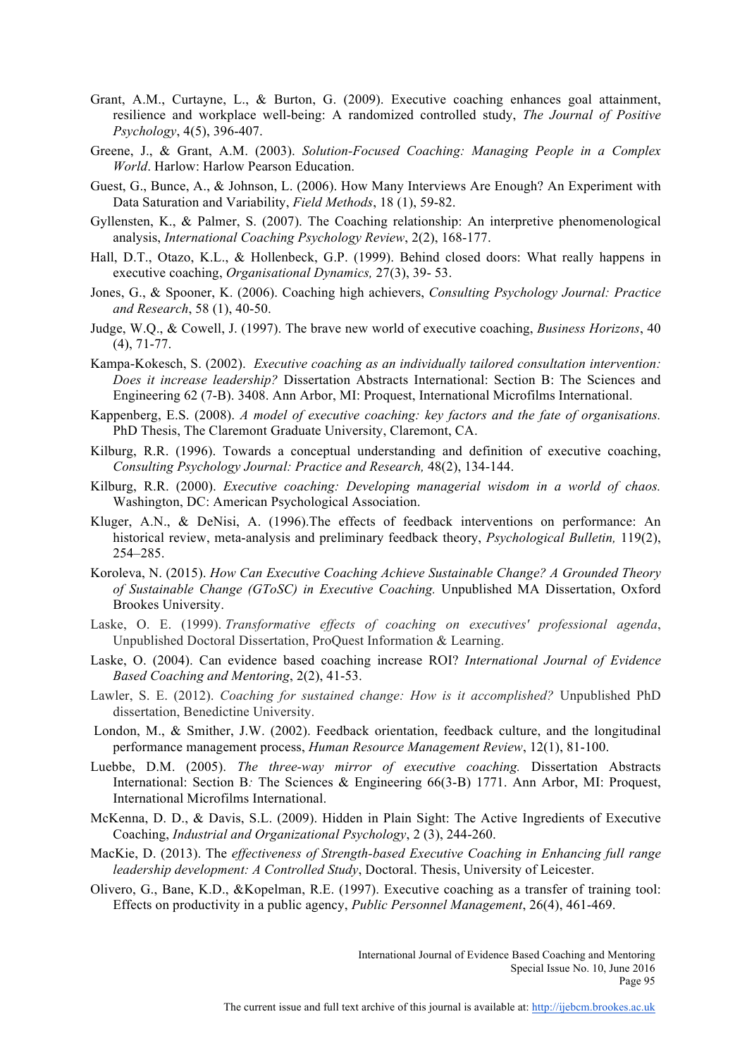Grant, A.M., Curtayne, L., & Burton, G. (2009). Executive coaching enhances goal attainment, resilience and workplace well-being: A randomized controlled study, *The Journal of Positive Psychology*, 4(5), 396-407.

Greene, J., & Grant, A.M. (2003). *Solution-Focused Coaching: Managing People in a Complex World*. Harlow: Harlow Pearson Education.

Guest, G., Bunce, A., & Johnson, L. (2006). How Many Interviews Are Enough? An Experiment with Data Saturation and Variability, *Field Methods*, 18 (1), 59-82.

Gyllensten, K., & Palmer, S. (2007). The Coaching relationship: An interpretive phenomenological analysis, *International Coaching Psychology Review*, 2(2), 168-177.

Hall, D.T., Otazo, K.L., & Hollenbeck, G.P. (1999). Behind closed doors: What really happens in executive coaching, *Organisational Dynamics,* 27(3), 39- 53.

Jones, G., & Spooner, K. (2006). Coaching high achievers, *Consulting Psychology Journal: Practice and Research*, 58 (1), 40-50.

Judge, W.Q., & Cowell, J. (1997). The brave new world of executive coaching, *Business Horizons*, 40 (4), 71-77.

Kampa-Kokesch, S. (2002). *Executive coaching as an individually tailored consultation intervention: Does it increase leadership?* Dissertation Abstracts International: Section B: The Sciences and Engineering 62 (7-B). 3408. Ann Arbor, MI: Proquest, International Microfilms International.

Kappenberg, E.S. (2008). *A model of executive coaching: key factors and the fate of organisations.* PhD Thesis, The Claremont Graduate University, Claremont, CA.

Kilburg, R.R. (1996). Towards a conceptual understanding and definition of executive coaching, *Consulting Psychology Journal: Practice and Research,* 48(2), 134-144.

Kilburg, R.R. (2000). *Executive coaching: Developing managerial wisdom in a world of chaos.* Washington, DC: American Psychological Association.

Kluger, A.N., & DeNisi, A. (1996).The effects of feedback interventions on performance: An historical review, meta-analysis and preliminary feedback theory, *Psychological Bulletin,* 119(2), 254–285.

Koroleva, N. (2015). *How Can Executive Coaching Achieve Sustainable Change? A Grounded Theory of Sustainable Change (GToSC) in Executive Coaching.* Unpublished MA Dissertation, Oxford Brookes University.

Laske, O. E. (1999). *Transformative effects of coaching on executives' professional agenda*, Unpublished Doctoral Dissertation, ProQuest Information & Learning.

Laske, O. (2004). Can evidence based coaching increase ROI? *International Journal of Evidence Based Coaching and Mentoring*, 2(2), 41-53.

Lawler, S. E. (2012). *Coaching for sustained change: How is it accomplished?* Unpublished PhD dissertation, Benedictine University.

London, M., & Smither, J.W. (2002). Feedback orientation, feedback culture, and the longitudinal performance management process, *Human Resource Management Review*, 12(1), 81-100.

Luebbe, D.M. (2005). *The three-way mirror of executive coaching.* Dissertation Abstracts International: Section B*:* The Sciences & Engineering 66(3-B) 1771. Ann Arbor, MI: Proquest, International Microfilms International.

McKenna, D. D., & Davis, S.L. (2009). Hidden in Plain Sight: The Active Ingredients of Executive Coaching, *Industrial and Organizational Psychology*, 2 (3), 244-260.

MacKie, D. (2013). The *effectiveness of Strength-based Executive Coaching in Enhancing full range leadership development: A Controlled Study*, Doctoral. Thesis, University of Leicester.

Olivero, G., Bane, K.D., &Kopelman, R.E. (1997). Executive coaching as a transfer of training tool: Effects on productivity in a public agency, *Public Personnel Management*, 26(4), 461-469.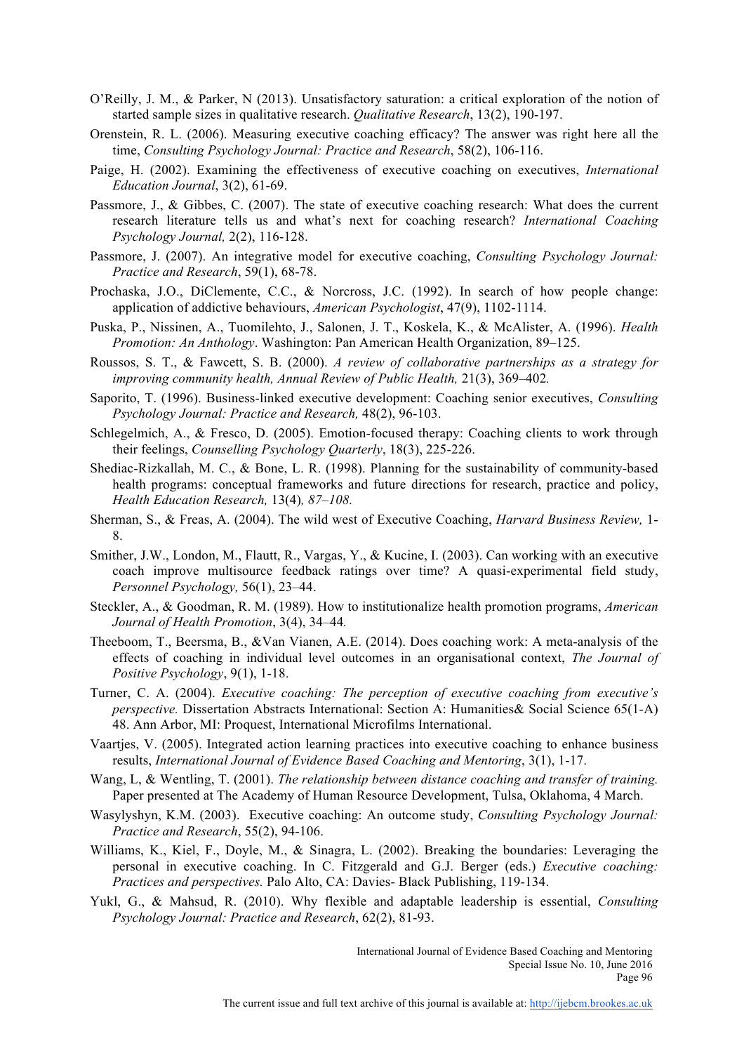O'Reilly, J. M., & Parker, N (2013). Unsatisfactory saturation: a critical exploration of the notion of started sample sizes in qualitative research. *Qualitative Research*, 13(2), 190-197.

Orenstein, R. L. (2006). Measuring executive coaching efficacy? The answer was right here all the time, *Consulting Psychology Journal: Practice and Research*, 58(2), 106-116.

Paige, H. (2002). Examining the effectiveness of executive coaching on executives, *International Education Journal*, 3(2), 61-69.

Passmore, J., & Gibbes, C. (2007). The state of executive coaching research: What does the current research literature tells us and what's next for coaching research? *International Coaching Psychology Journal,* 2(2), 116-128.

Passmore, J. (2007). An integrative model for executive coaching, *Consulting Psychology Journal: Practice and Research*, 59(1), 68-78.

Prochaska, J.O., DiClemente, C.C., & Norcross, J.C. (1992). In search of how people change: application of addictive behaviours, *American Psychologist*, 47(9), 1102-1114.

Puska, P., Nissinen, A., Tuomilehto, J., Salonen, J. T., Koskela, K., & McAlister, A. (1996). *Health Promotion: An Anthology*. Washington: Pan American Health Organization, 89–125.

Roussos, S. T., & Fawcett, S. B. (2000). *A review of collaborative partnerships as a strategy for improving community health, Annual Review of Public Health,* 21(3), 369–402*.*

Saporito, T. (1996). Business-linked executive development: Coaching senior executives, *Consulting Psychology Journal: Practice and Research,* 48(2), 96-103.

Schlegelmich, A., & Fresco, D. (2005). Emotion-focused therapy: Coaching clients to work through their feelings, *Counselling Psychology Quarterly*, 18(3), 225-226.

Shediac-Rizkallah, M. C., & Bone, L. R. (1998). Planning for the sustainability of community-based health programs: conceptual frameworks and future directions for research, practice and policy, *Health Education Research,* 13(4)*, 87–108.*

Sherman, S., & Freas, A. (2004). The wild west of Executive Coaching, *Harvard Business Review,* 1-8.

Smither, J.W., London, M., Flautt, R., Vargas, Y., & Kucine, I. (2003). Can working with an executive coach improve multisource feedback ratings over time? A quasi-experimental field study, *Personnel Psychology,* 56(1), 23–44.

Steckler, A., & Goodman, R. M. (1989). How to institutionalize health promotion programs, *American Journal of Health Promotion*, 3(4), 34–44*.*

Theeboom, T., Beersma, B., &Van Vianen, A.E. (2014). Does coaching work: A meta-analysis of the effects of coaching in individual level outcomes in an organisational context, *The Journal of Positive Psychology*, 9(1), 1-18.

Turner, C. A. (2004). *Executive coaching: The perception of executive coaching from executive's perspective.* Dissertation Abstracts International: Section A: Humanities& Social Science 65(1-A) 48. Ann Arbor, MI: Proquest, International Microfilms International.

Vaartjes, V. (2005). Integrated action learning practices into executive coaching to enhance business results, *International Journal of Evidence Based Coaching and Mentoring*, 3(1), 1-17.

Wang, L, & Wentling, T. (2001). *The relationship between distance coaching and transfer of training.* Paper presented at The Academy of Human Resource Development, Tulsa, Oklahoma, 4 March.

Wasylyshyn, K.M. (2003). Executive coaching: An outcome study, *Consulting Psychology Journal: Practice and Research*, 55(2), 94-106.

Williams, K., Kiel, F., Doyle, M., & Sinagra, L. (2002). Breaking the boundaries: Leveraging the personal in executive coaching. In C. Fitzgerald and G.J. Berger (eds.) *Executive coaching: Practices and perspectives.* Palo Alto, CA: Davies- Black Publishing, 119-134.

Yukl, G., & Mahsud, R. (2010). Why flexible and adaptable leadership is essential, *Consulting Psychology Journal: Practice and Research*, 62(2), 81-93.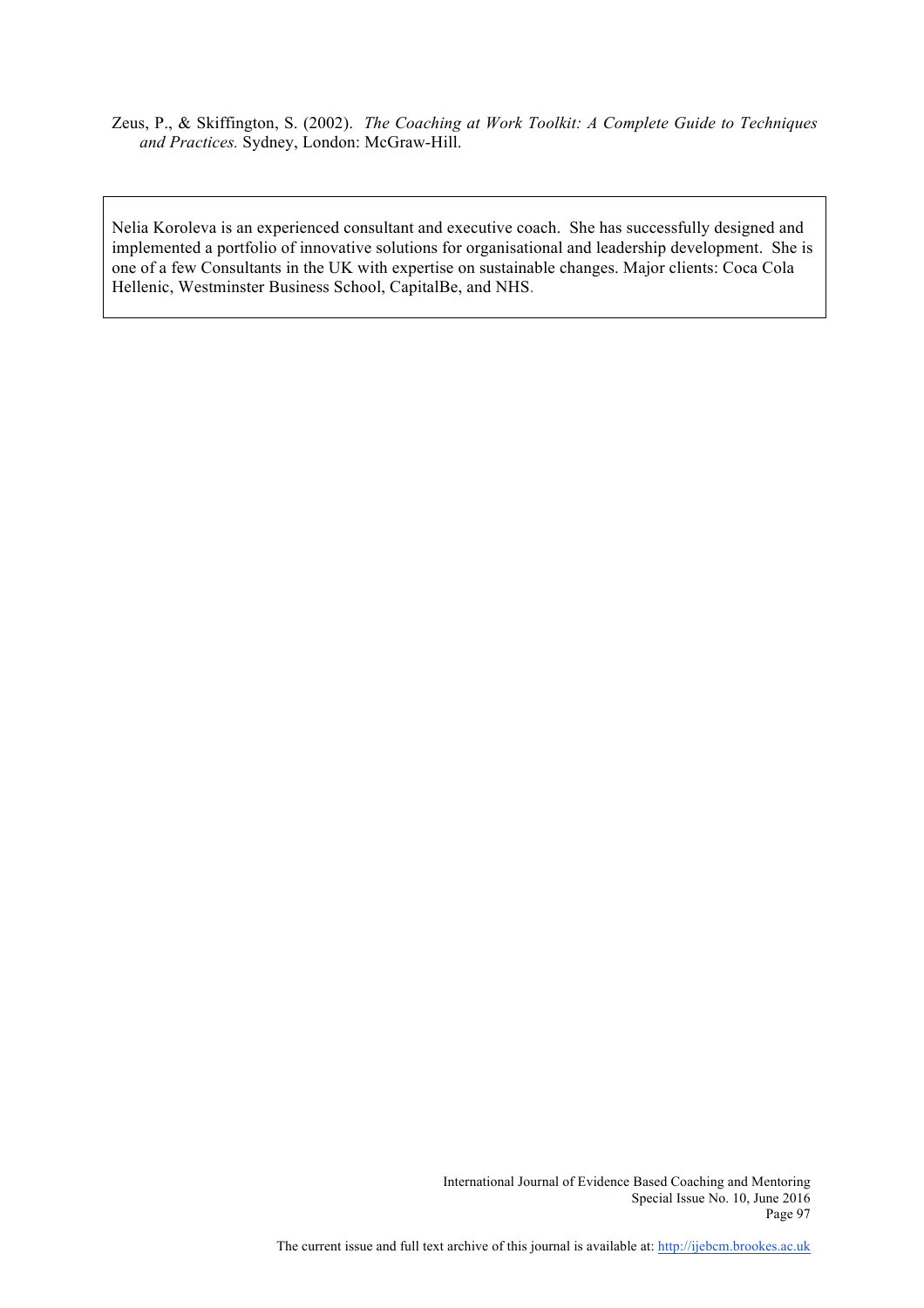Zeus, P., & Skiffington, S. (2002). *The Coaching at Work Toolkit: A Complete Guide to Techniques and Practices.* Sydney, London: McGraw-Hill.

Nelia Koroleva is an experienced consultant and executive coach. She has successfully designed and implemented a portfolio of innovative solutions for organisational and leadership development. She is one of a few Consultants in the UK with expertise on sustainable changes. Major clients: Coca Cola Hellenic, Westminster Business School, CapitalBe, and NHS.